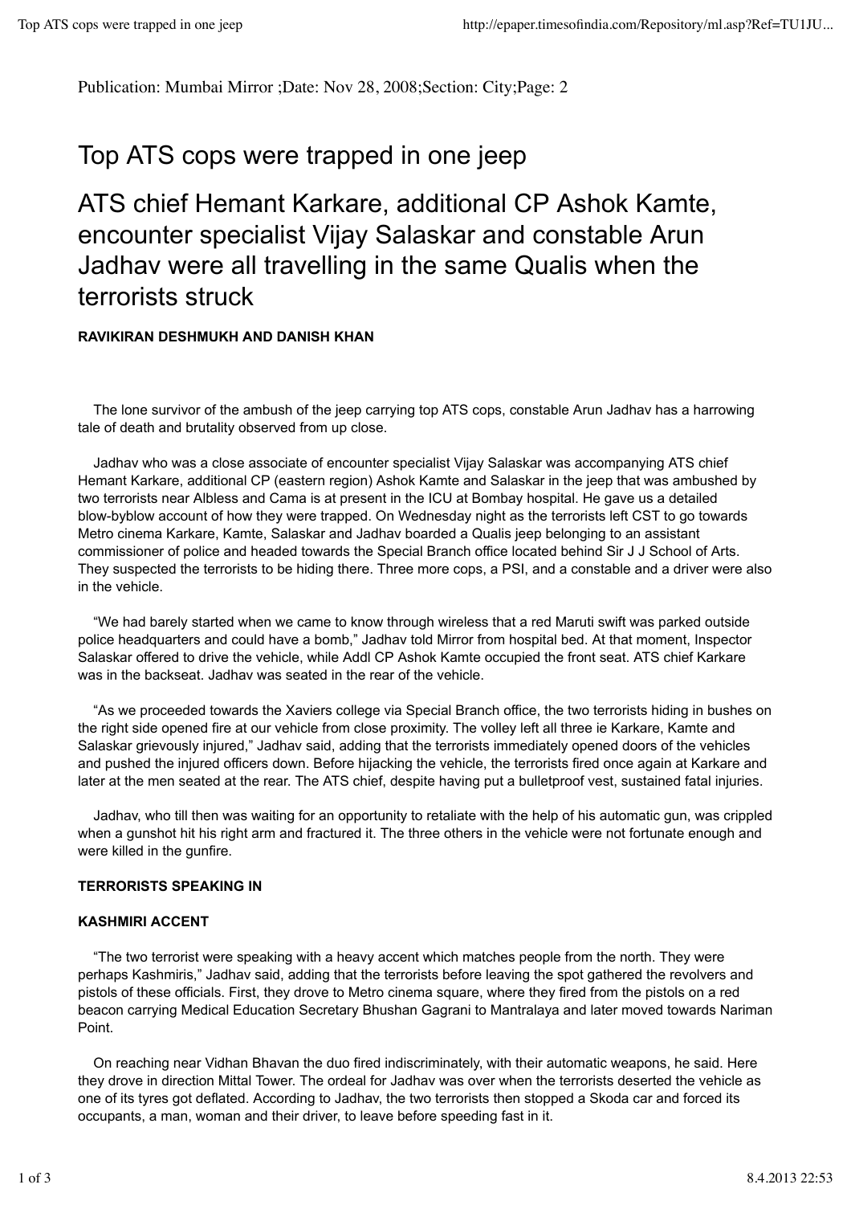Publication: Mumbai Mirror ;Date: Nov 28, 2008;Section: City;Page: 2

# Top ATS cops were trapped in one jeep

## ATS chief Hemant Karkare, additional CP Ashok Kamte, encounter specialist Vijay Salaskar and constable Arun Jadhav were all travelling in the same Qualis when the terrorists struck

**RAVIKIRAN DESHMUKH AND DANISH KHAN**

The lone survivor of the ambush of the jeep carrying top ATS cops, constable Arun Jadhav has a harrowing tale of death and brutality observed from up close.

Jadhav who was a close associate of encounter specialist Vijay Salaskar was accompanying ATS chief Hemant Karkare, additional CP (eastern region) Ashok Kamte and Salaskar in the jeep that was ambushed by two terrorists near Albless and Cama is at present in the ICU at Bombay hospital. He gave us a detailed blow-byblow account of how they were trapped. On Wednesday night as the terrorists left CST to go towards Metro cinema Karkare, Kamte, Salaskar and Jadhav boarded a Qualis jeep belonging to an assistant commissioner of police and headed towards the Special Branch office located behind Sir J J School of Arts. They suspected the terrorists to be hiding there. Three more cops, a PSI, and a constable and a driver were also in the vehicle.

"We had barely started when we came to know through wireless that a red Maruti swift was parked outside police headquarters and could have a bomb," Jadhav told Mirror from hospital bed. At that moment, Inspector Salaskar offered to drive the vehicle, while Addl CP Ashok Kamte occupied the front seat. ATS chief Karkare was in the backseat. Jadhav was seated in the rear of the vehicle.

"As we proceeded towards the Xaviers college via Special Branch office, the two terrorists hiding in bushes on the right side opened fire at our vehicle from close proximity. The volley left all three ie Karkare, Kamte and Salaskar grievously injured," Jadhav said, adding that the terrorists immediately opened doors of the vehicles and pushed the injured officers down. Before hijacking the vehicle, the terrorists fired once again at Karkare and later at the men seated at the rear. The ATS chief, despite having put a bulletproof vest, sustained fatal injuries.

Jadhav, who till then was waiting for an opportunity to retaliate with the help of his automatic gun, was crippled when a gunshot hit his right arm and fractured it. The three others in the vehicle were not fortunate enough and were killed in the gunfire.

**TERRORISTS SPEAKING IN KASHMIRI ACCENT**

"The two terrorist were speaking with a heavy accent which matches people from the north. They were perhaps Kashmiris," Jadhav said, adding that the terrorists before leaving the spot gathered the revolvers and pistols of these officials. First, they drove to Metro cinema square, where they fired from the pistols on a red beacon carrying Medical Education Secretary Bhushan Gagrani to Mantralaya and later moved towards Nariman Point.

On reaching near Vidhan Bhavan the duo fired indiscriminately, with their automatic weapons, he said. Here they drove in direction Mittal Tower. The ordeal for Jadhav was over when the terrorists deserted the vehicle as one of its tyres got deflated. According to Jadhav, the two terrorists then stopped a Skoda car and forced its occupants, a man, woman and their driver, to leave before speeding fast in it.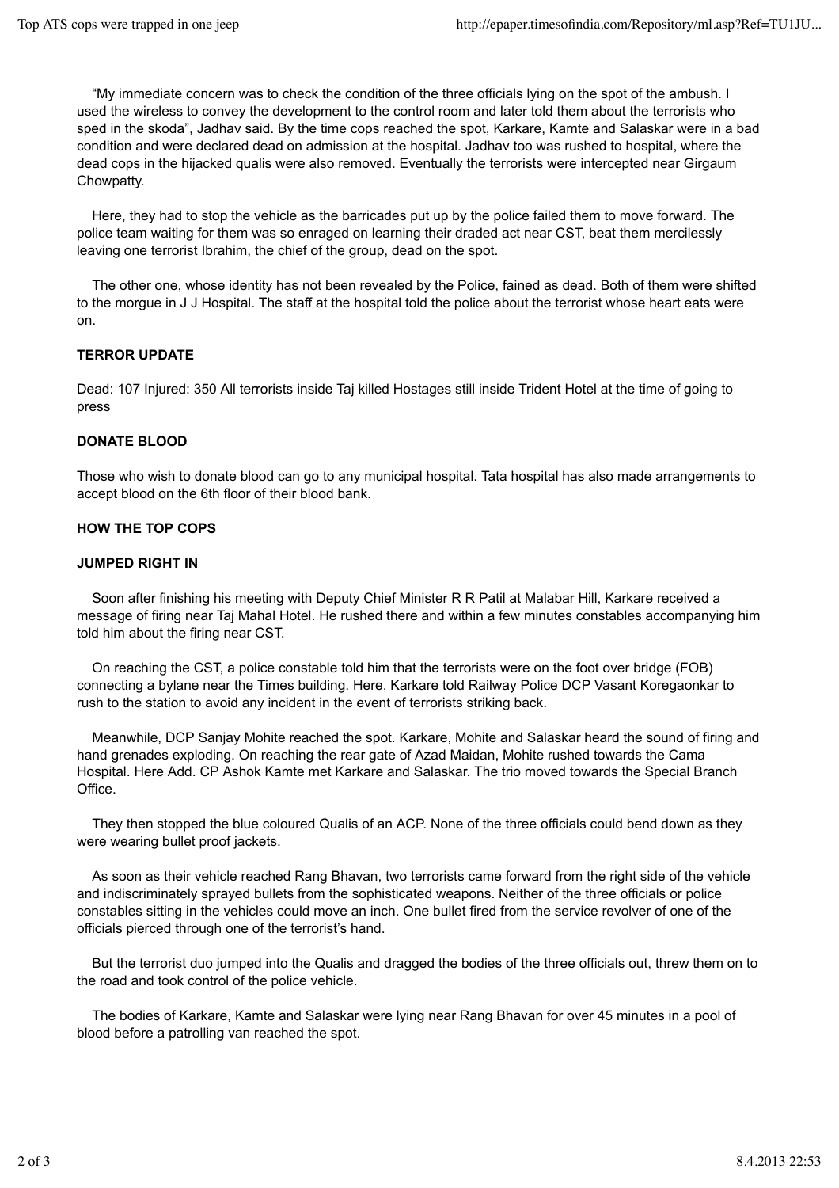"My immediate concern was to check the condition of the three officials lying on the spot of the ambush. I used the wireless to convey the development to the control room and later told them about the terrorists who sped in the skoda", Jadhav said. By the time cops reached the spot, Karkare, Kamte and Salaskar were in a bad condition and were declared dead on admission at the hospital. Jadhav too was rushed to hospital, where the dead cops in the hijacked qualis were also removed. Eventually the terrorists were intercepted near Girgaum Chowpatty.

Here, they had to stop the vehicle as the barricades put up by the police failed them to move forward. The police team waiting for them was so enraged on learning their draded act near CST, beat them mercilessly leaving one terrorist Ibrahim, the chief of the group, dead on the spot.

The other one, whose identity has not been revealed by the Police, fained as dead. Both of them were shifted to the morgue in J J Hospital. The staff at the hospital told the police about the terrorist whose heart eats were on.

**TERROR UPDATE**

Dead: 107 Injured: 350 All terrorists inside Taj killed Hostages still inside Trident Hotel at the time of going to press

**DONATE BLOOD**

Those who wish to donate blood can go to any municipal hospital. Tata hospital has also made arrangements to accept blood on the 6th floor of their blood bank.

**HOW THE TOP COPS**

**JUMPED RIGHT IN**

Soon after finishing his meeting with Deputy Chief Minister R R Patil at Malabar Hill, Karkare received a message of firing near Taj Mahal Hotel. He rushed there and within a few minutes constables accompanying him told him about the firing near CST.

On reaching the CST, a police constable told him that the terrorists were on the foot over bridge (FOB) connecting a bylane near the Times building. Here, Karkare told Railway Police DCP Vasant Koregaonkar to rush to the station to avoid any incident in the event of terrorists striking back.

Meanwhile, DCP Sanjay Mohite reached the spot. Karkare, Mohite and Salaskar heard the sound of firing and hand grenades exploding. On reaching the rear gate of Azad Maidan, Mohite rushed towards the Cama Hospital. Here Add. CP Ashok Kamte met Karkare and Salaskar. The trio moved towards the Special Branch Office.

They then stopped the blue coloured Qualis of an ACP. None of the three officials could bend down as they were wearing bullet proof jackets.

As soon as their vehicle reached Rang Bhavan, two terrorists came forward from the right side of the vehicle and indiscriminately sprayed bullets from the sophisticated weapons. Neither of the three officials or police constables sitting in the vehicles could move an inch. One bullet fired from the service revolver of one of the officials pierced through one of the terrorist's hand.

But the terrorist duo jumped into the Qualis and dragged the bodies of the three officials out, threw them on to the road and took control of the police vehicle.

The bodies of Karkare, Kamte and Salaskar were lying near Rang Bhavan for over 45 minutes in a pool of blood before a patrolling van reached the spot.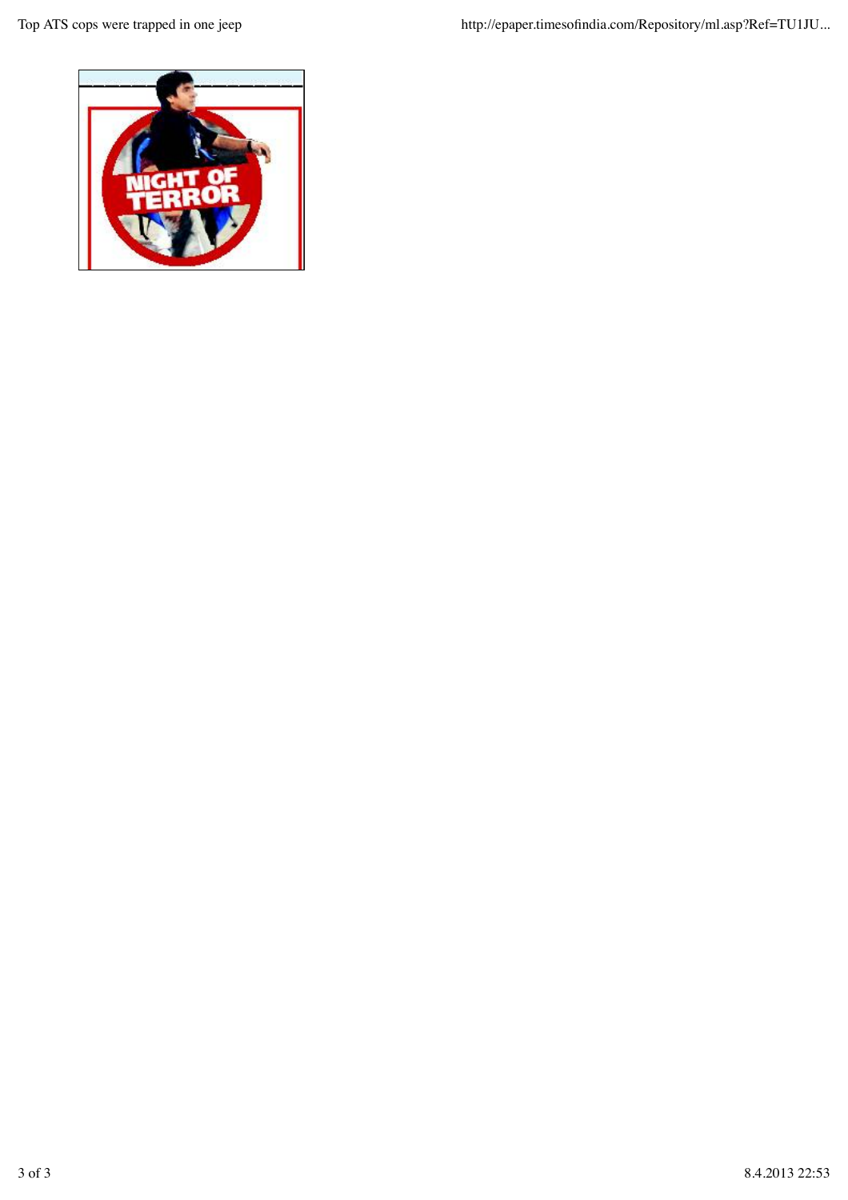NIGHT OF TERROR